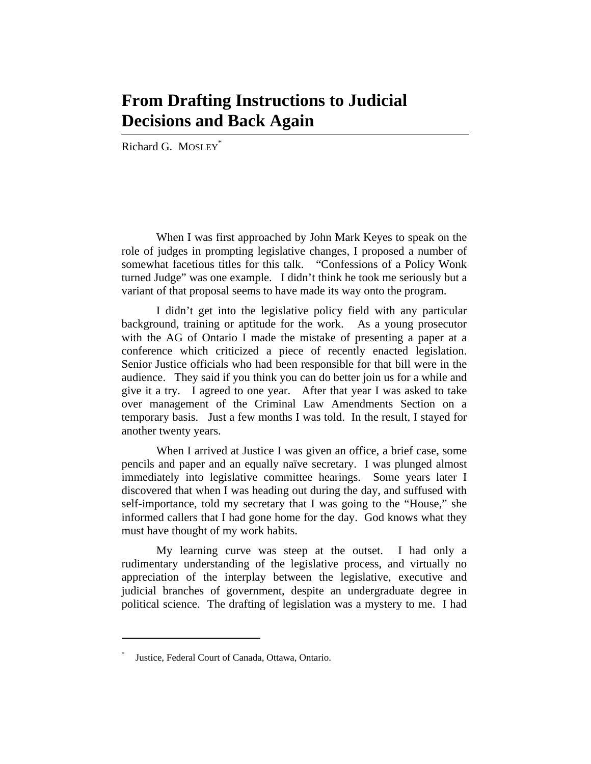# From Drafting Instructions to Judicial Decisions and Back Again

Richard G. MOSLEY[*]

When I was first approached by John Mark Keyes to speak on the role of judges in prompting legislative changes, I proposed a number of somewhat facetious titles for this talk. "Confessions of a Policy Wonk turned Judge" was one example. I didn't think he took me seriously but a variant of that proposal seems to have made its way onto the program.

I didn't get into the legislative policy field with any particular background, training or aptitude for the work. As a young prosecutor with the AG of Ontario I made the mistake of presenting a paper at a conference which criticized a piece of recently enacted legislation. Senior Justice officials who had been responsible for that bill were in the audience. They said if you think you can do better join us for a while and give it a try. I agreed to one year. After that year I was asked to take over management of the Criminal Law Amendments Section on a temporary basis. Just a few months I was told. In the result, I stayed for another twenty years.

When I arrived at Justice I was given an office, a brief case, some pencils and paper and an equally naïve secretary. I was plunged almost immediately into legislative committee hearings. Some years later I discovered that when I was heading out during the day, and suffused with self-importance, told my secretary that I was going to the "House," she informed callers that I had gone home for the day. God knows what they must have thought of my work habits.

My learning curve was steep at the outset. I had only a rudimentary understanding of the legislative process, and virtually no appreciation of the interplay between the legislative, executive and judicial branches of government, despite an undergraduate degree in political science. The drafting of legislation was a mystery to me. I had

---

[*] Justice, Federal Court of Canada, Ottawa, Ontario.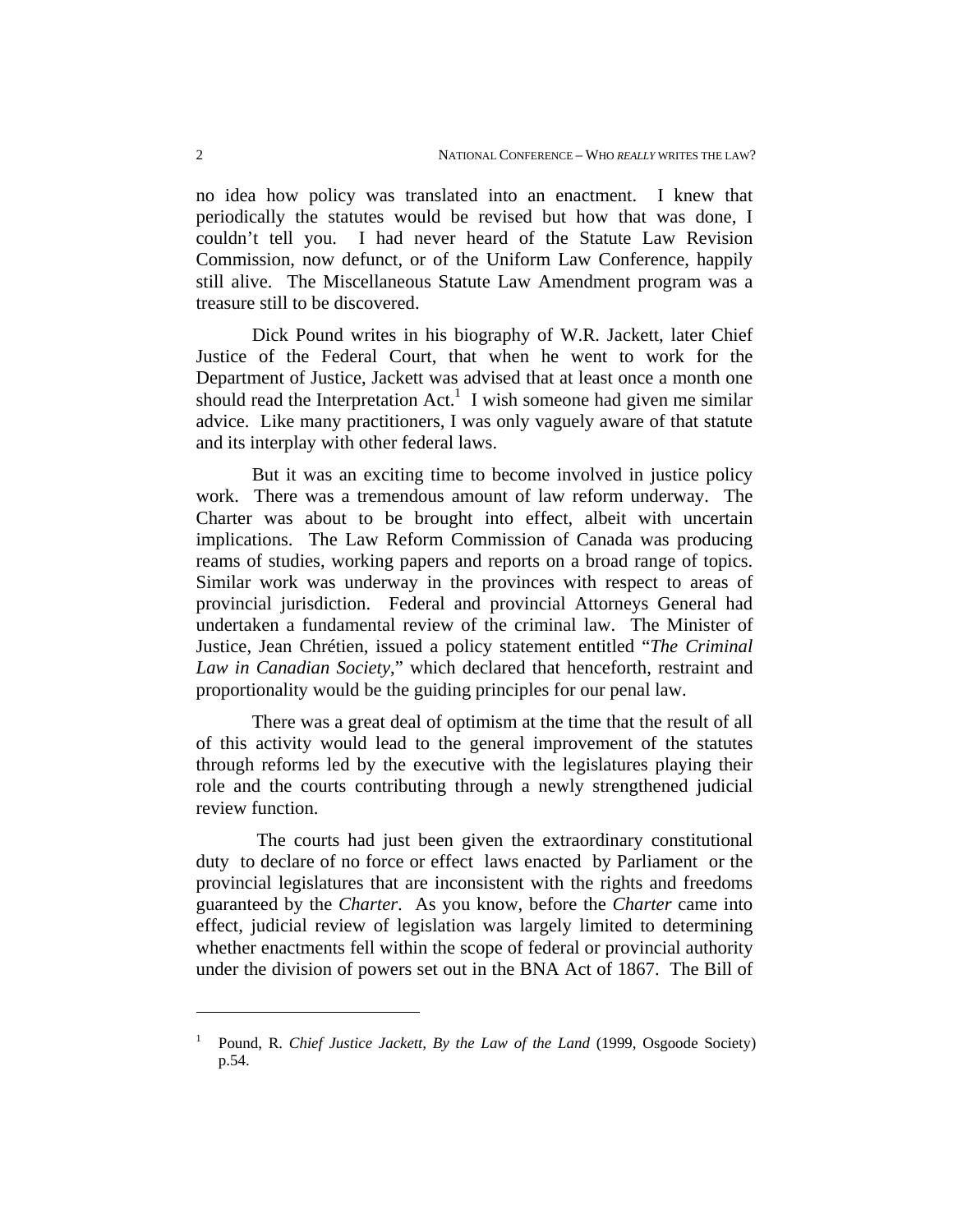no idea how policy was translated into an enactment. I knew that periodically the statutes would be revised but how that was done, I couldn't tell you. I had never heard of the Statute Law Revision Commission, now defunct, or of the Uniform Law Conference, happily still alive. The Miscellaneous Statute Law Amendment program was a treasure still to be discovered.

Dick Pound writes in his biography of W.R. Jackett, later Chief Justice of the Federal Court, that when he went to work for the Department of Justice, Jackett was advised that at least once a month one should read the Interpretation Act.[1] I wish someone had given me similar advice. Like many practitioners, I was only vaguely aware of that statute and its interplay with other federal laws.

But it was an exciting time to become involved in justice policy work. There was a tremendous amount of law reform underway. The Charter was about to be brought into effect, albeit with uncertain implications. The Law Reform Commission of Canada was producing reams of studies, working papers and reports on a broad range of topics. Similar work was underway in the provinces with respect to areas of provincial jurisdiction. Federal and provincial Attorneys General had undertaken a fundamental review of the criminal law. The Minister of Justice, Jean Chrétien, issued a policy statement entitled "*The Criminal Law in Canadian Society*," which declared that henceforth, restraint and proportionality would be the guiding principles for our penal law.

There was a great deal of optimism at the time that the result of all of this activity would lead to the general improvement of the statutes through reforms led by the executive with the legislatures playing their role and the courts contributing through a newly strengthened judicial review function.

The courts had just been given the extraordinary constitutional duty to declare of no force or effect laws enacted by Parliament or the provincial legislatures that are inconsistent with the rights and freedoms guaranteed by the *Charter*. As you know, before the *Charter* came into effect, judicial review of legislation was largely limited to determining whether enactments fell within the scope of federal or provincial authority under the division of powers set out in the BNA Act of 1867. The Bill of

---

[1] Pound, R. *Chief Justice Jackett, By the Law of the Land* (1999, Osgoode Society) p.54.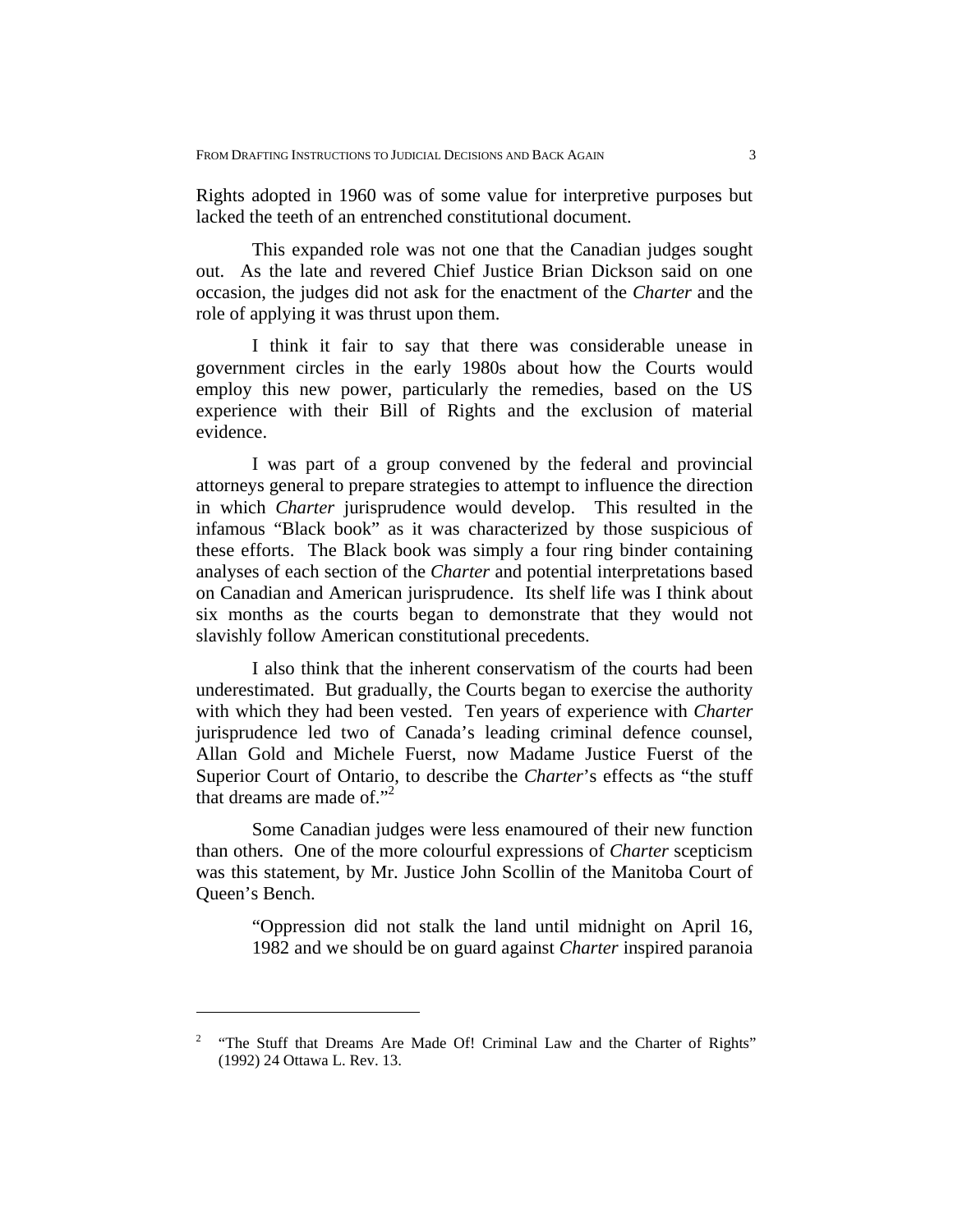Rights adopted in 1960 was of some value for interpretive purposes but lacked the teeth of an entrenched constitutional document.

This expanded role was not one that the Canadian judges sought out. As the late and revered Chief Justice Brian Dickson said on one occasion, the judges did not ask for the enactment of the *Charter* and the role of applying it was thrust upon them.

I think it fair to say that there was considerable unease in government circles in the early 1980s about how the Courts would employ this new power, particularly the remedies, based on the US experience with their Bill of Rights and the exclusion of material evidence.

I was part of a group convened by the federal and provincial attorneys general to prepare strategies to attempt to influence the direction in which *Charter* jurisprudence would develop. This resulted in the infamous "Black book" as it was characterized by those suspicious of these efforts. The Black book was simply a four ring binder containing analyses of each section of the *Charter* and potential interpretations based on Canadian and American jurisprudence. Its shelf life was I think about six months as the courts began to demonstrate that they would not slavishly follow American constitutional precedents.

I also think that the inherent conservatism of the courts had been underestimated. But gradually, the Courts began to exercise the authority with which they had been vested. Ten years of experience with *Charter* jurisprudence led two of Canada's leading criminal defence counsel, Allan Gold and Michele Fuerst, now Madame Justice Fuerst of the Superior Court of Ontario, to describe the *Charter*'s effects as "the stuff that dreams are made of."[2]

Some Canadian judges were less enamoured of their new function than others. One of the more colourful expressions of *Charter* scepticism was this statement, by Mr. Justice John Scollin of the Manitoba Court of Queen's Bench.

> "Oppression did not stalk the land until midnight on April 16, 1982 and we should be on guard against *Charter* inspired paranoia

---

[2] "The Stuff that Dreams Are Made Of! Criminal Law and the Charter of Rights" (1992) 24 Ottawa L. Rev. 13.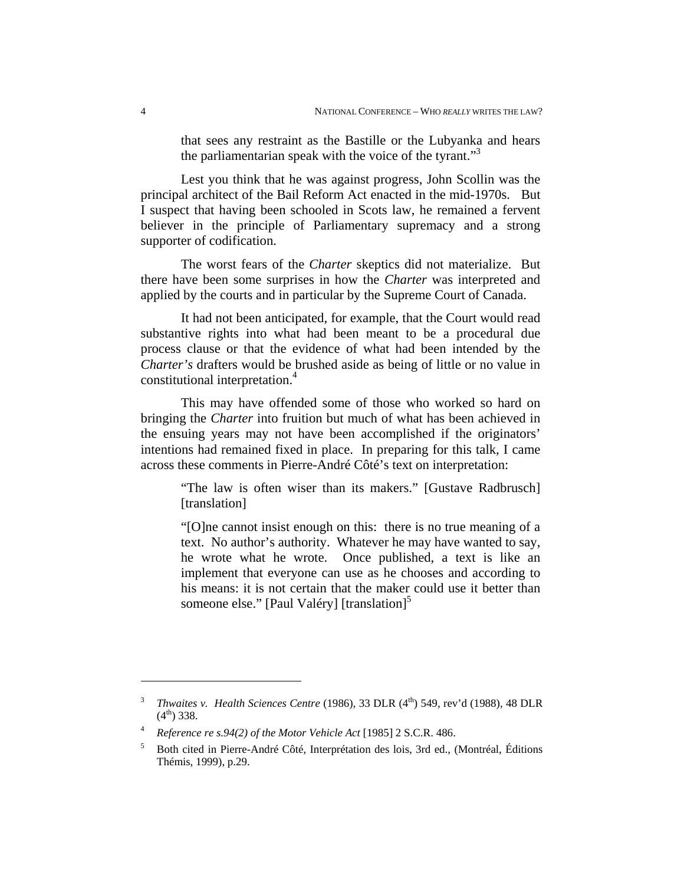> that sees any restraint as the Bastille or the Lubyanka and hears the parliamentarian speak with the voice of the tyrant."[3]

Lest you think that he was against progress, John Scollin was the principal architect of the Bail Reform Act enacted in the mid-1970s. But I suspect that having been schooled in Scots law, he remained a fervent believer in the principle of Parliamentary supremacy and a strong supporter of codification.

The worst fears of the *Charter* skeptics did not materialize. But there have been some surprises in how the *Charter* was interpreted and applied by the courts and in particular by the Supreme Court of Canada.

It had not been anticipated, for example, that the Court would read substantive rights into what had been meant to be a procedural due process clause or that the evidence of what had been intended by the *Charter's* drafters would be brushed aside as being of little or no value in constitutional interpretation.[4]

This may have offended some of those who worked so hard on bringing the *Charter* into fruition but much of what has been achieved in the ensuing years may not have been accomplished if the originators' intentions had remained fixed in place. In preparing for this talk, I came across these comments in Pierre-André Côté's text on interpretation:

> "The law is often wiser than its makers." [Gustave Radbrusch] [translation]
>
> "[O]ne cannot insist enough on this: there is no true meaning of a text. No author's authority. Whatever he may have wanted to say, he wrote what he wrote. Once published, a text is like an implement that everyone can use as he chooses and according to his means: it is not certain that the maker could use it better than someone else." [Paul Valéry] [translation][5]

---

[3] *Thwaites v. Health Sciences Centre* (1986), 33 DLR (4th) 549, rev'd (1988), 48 DLR (4th) 338.

[4] *Reference re s.94(2) of the Motor Vehicle Act* [1985] 2 S.C.R. 486.

[5] Both cited in Pierre-André Côté, Interprétation des lois, 3rd ed., (Montréal, Éditions Thémis, 1999), p.29.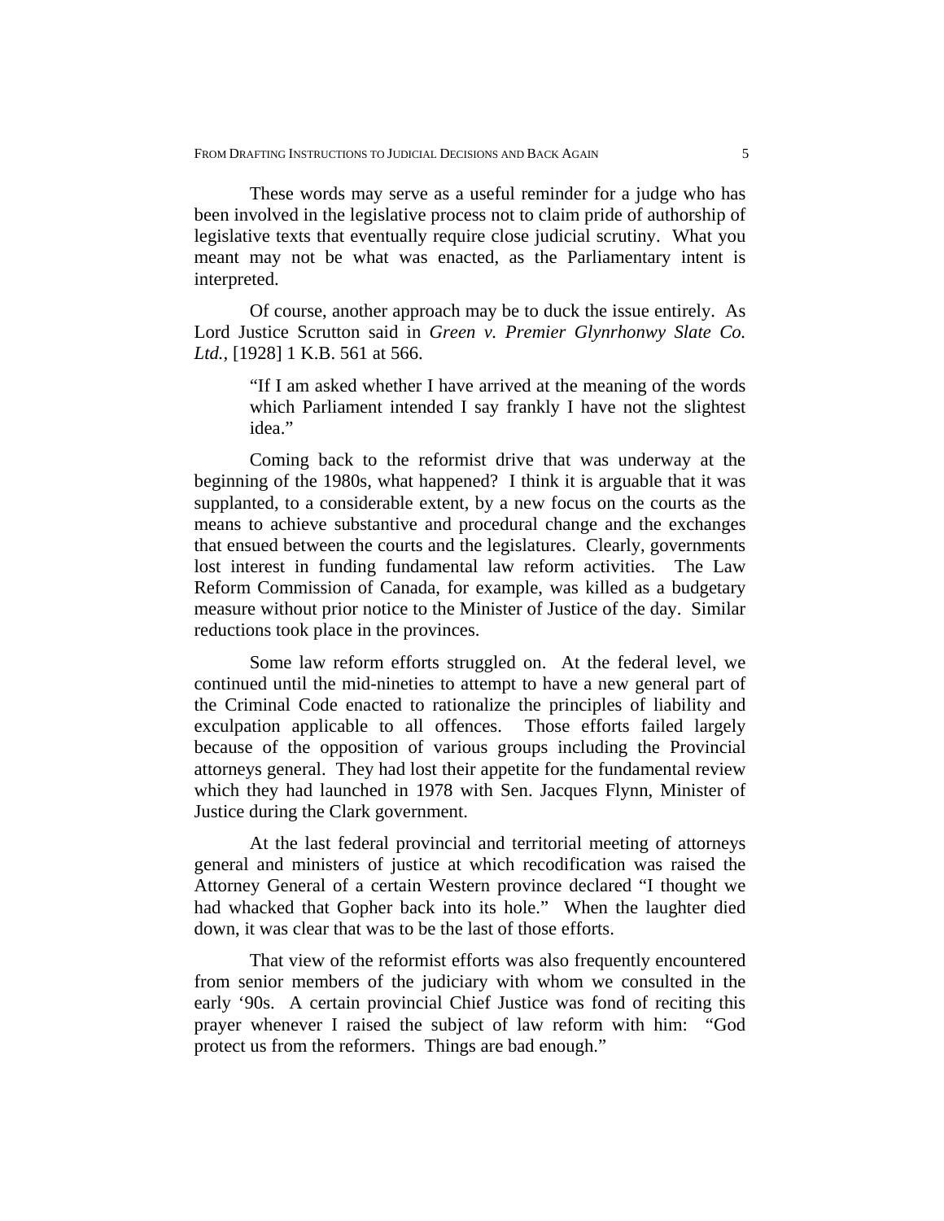These words may serve as a useful reminder for a judge who has been involved in the legislative process not to claim pride of authorship of legislative texts that eventually require close judicial scrutiny. What you meant may not be what was enacted, as the Parliamentary intent is interpreted.

Of course, another approach may be to duck the issue entirely. As Lord Justice Scrutton said in *Green v. Premier Glynrhonwy Slate Co. Ltd.,* [1928] 1 K.B. 561 at 566.

> "If I am asked whether I have arrived at the meaning of the words which Parliament intended I say frankly I have not the slightest idea."

Coming back to the reformist drive that was underway at the beginning of the 1980s, what happened? I think it is arguable that it was supplanted, to a considerable extent, by a new focus on the courts as the means to achieve substantive and procedural change and the exchanges that ensued between the courts and the legislatures. Clearly, governments lost interest in funding fundamental law reform activities. The Law Reform Commission of Canada, for example, was killed as a budgetary measure without prior notice to the Minister of Justice of the day. Similar reductions took place in the provinces.

Some law reform efforts struggled on. At the federal level, we continued until the mid-nineties to attempt to have a new general part of the Criminal Code enacted to rationalize the principles of liability and exculpation applicable to all offences. Those efforts failed largely because of the opposition of various groups including the Provincial attorneys general. They had lost their appetite for the fundamental review which they had launched in 1978 with Sen. Jacques Flynn, Minister of Justice during the Clark government.

At the last federal provincial and territorial meeting of attorneys general and ministers of justice at which recodification was raised the Attorney General of a certain Western province declared "I thought we had whacked that Gopher back into its hole." When the laughter died down, it was clear that was to be the last of those efforts.

That view of the reformist efforts was also frequently encountered from senior members of the judiciary with whom we consulted in the early '90s. A certain provincial Chief Justice was fond of reciting this prayer whenever I raised the subject of law reform with him: "God protect us from the reformers. Things are bad enough."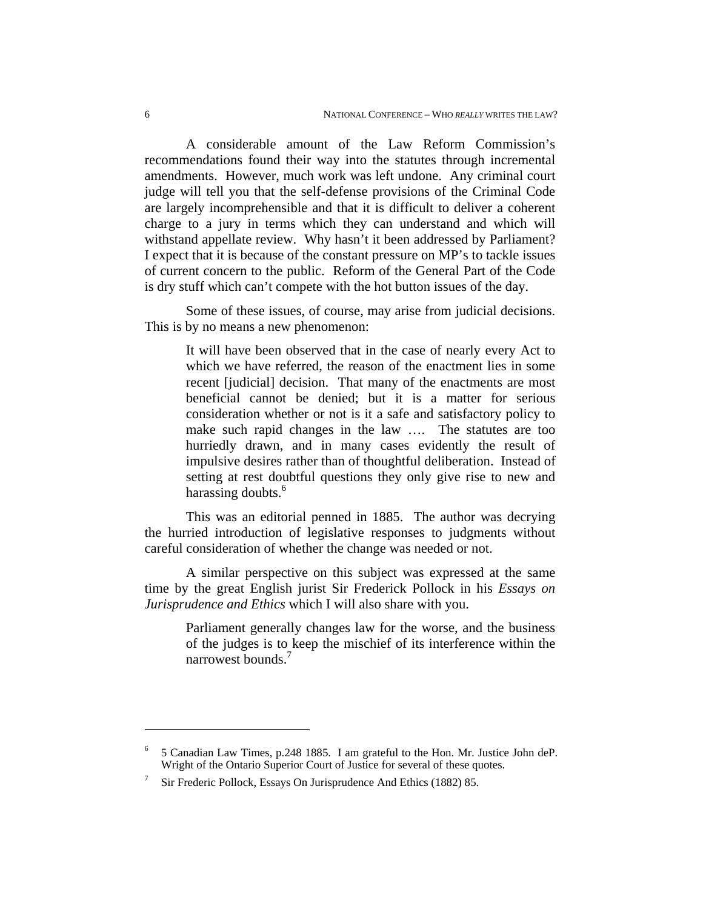A considerable amount of the Law Reform Commission's recommendations found their way into the statutes through incremental amendments. However, much work was left undone. Any criminal court judge will tell you that the self-defense provisions of the Criminal Code are largely incomprehensible and that it is difficult to deliver a coherent charge to a jury in terms which they can understand and which will withstand appellate review. Why hasn't it been addressed by Parliament? I expect that it is because of the constant pressure on MP's to tackle issues of current concern to the public. Reform of the General Part of the Code is dry stuff which can't compete with the hot button issues of the day.

Some of these issues, of course, may arise from judicial decisions. This is by no means a new phenomenon:

> It will have been observed that in the case of nearly every Act to which we have referred, the reason of the enactment lies in some recent [judicial] decision. That many of the enactments are most beneficial cannot be denied; but it is a matter for serious consideration whether or not is it a safe and satisfactory policy to make such rapid changes in the law …. The statutes are too hurriedly drawn, and in many cases evidently the result of impulsive desires rather than of thoughtful deliberation. Instead of setting at rest doubtful questions they only give rise to new and harassing doubts.[6]

This was an editorial penned in 1885. The author was decrying the hurried introduction of legislative responses to judgments without careful consideration of whether the change was needed or not.

A similar perspective on this subject was expressed at the same time by the great English jurist Sir Frederick Pollock in his *Essays on Jurisprudence and Ethics* which I will also share with you.

> Parliament generally changes law for the worse, and the business of the judges is to keep the mischief of its interference within the narrowest bounds.[7]

---

[6] 5 Canadian Law Times, p.248 1885. I am grateful to the Hon. Mr. Justice John deP. Wright of the Ontario Superior Court of Justice for several of these quotes.

[7] Sir Frederic Pollock, Essays On Jurisprudence And Ethics (1882) 85.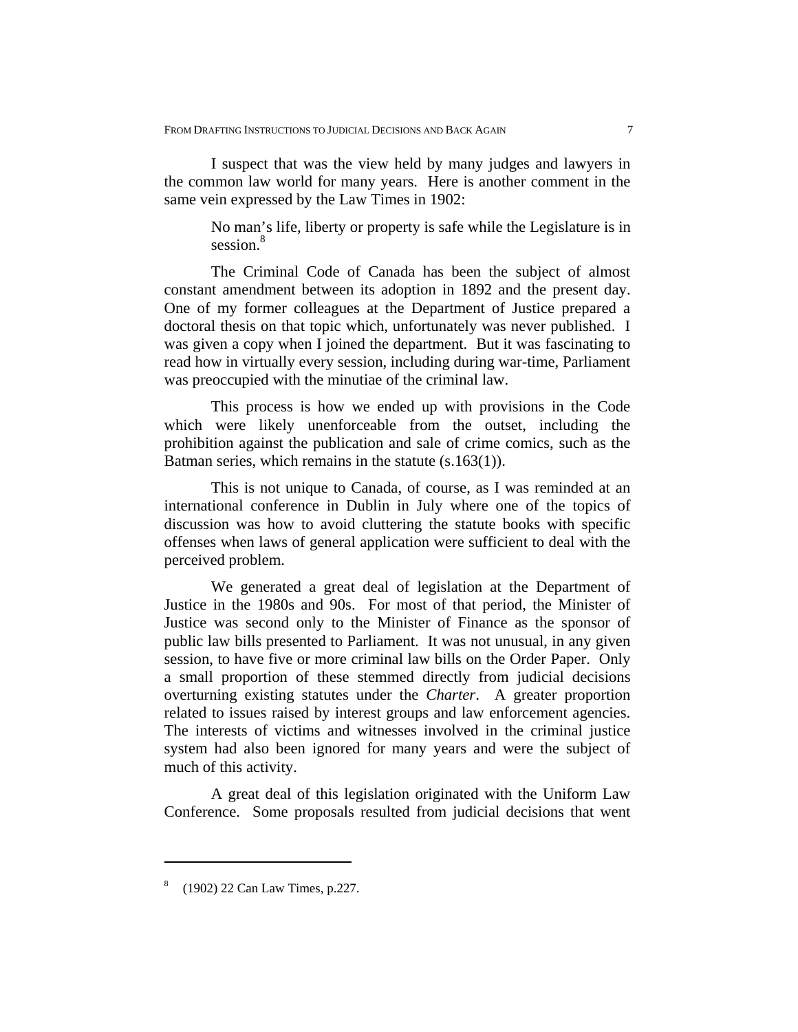I suspect that was the view held by many judges and lawyers in the common law world for many years. Here is another comment in the same vein expressed by the Law Times in 1902:

> No man's life, liberty or property is safe while the Legislature is in session.[8]

The Criminal Code of Canada has been the subject of almost constant amendment between its adoption in 1892 and the present day. One of my former colleagues at the Department of Justice prepared a doctoral thesis on that topic which, unfortunately was never published. I was given a copy when I joined the department. But it was fascinating to read how in virtually every session, including during war-time, Parliament was preoccupied with the minutiae of the criminal law.

This process is how we ended up with provisions in the Code which were likely unenforceable from the outset, including the prohibition against the publication and sale of crime comics, such as the Batman series, which remains in the statute (s.163(1)).

This is not unique to Canada, of course, as I was reminded at an international conference in Dublin in July where one of the topics of discussion was how to avoid cluttering the statute books with specific offenses when laws of general application were sufficient to deal with the perceived problem.

We generated a great deal of legislation at the Department of Justice in the 1980s and 90s. For most of that period, the Minister of Justice was second only to the Minister of Finance as the sponsor of public law bills presented to Parliament. It was not unusual, in any given session, to have five or more criminal law bills on the Order Paper. Only a small proportion of these stemmed directly from judicial decisions overturning existing statutes under the *Charter*. A greater proportion related to issues raised by interest groups and law enforcement agencies. The interests of victims and witnesses involved in the criminal justice system had also been ignored for many years and were the subject of much of this activity.

A great deal of this legislation originated with the Uniform Law Conference. Some proposals resulted from judicial decisions that went

---

[8] (1902) 22 Can Law Times, p.227.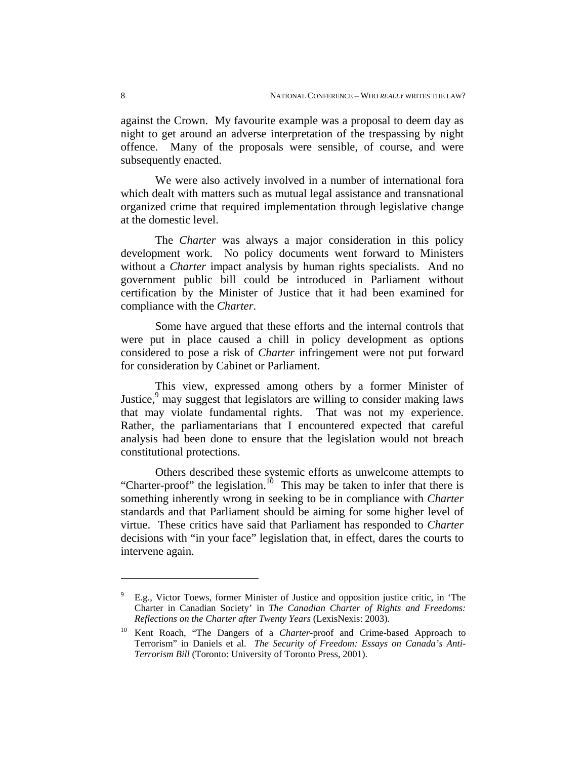against the Crown. My favourite example was a proposal to deem day as night to get around an adverse interpretation of the trespassing by night offence. Many of the proposals were sensible, of course, and were subsequently enacted.

We were also actively involved in a number of international fora which dealt with matters such as mutual legal assistance and transnational organized crime that required implementation through legislative change at the domestic level.

The *Charter* was always a major consideration in this policy development work. No policy documents went forward to Ministers without a *Charter* impact analysis by human rights specialists. And no government public bill could be introduced in Parliament without certification by the Minister of Justice that it had been examined for compliance with the *Charter*.

Some have argued that these efforts and the internal controls that were put in place caused a chill in policy development as options considered to pose a risk of *Charter* infringement were not put forward for consideration by Cabinet or Parliament.

This view, expressed among others by a former Minister of Justice,[9] may suggest that legislators are willing to consider making laws that may violate fundamental rights. That was not my experience. Rather, the parliamentarians that I encountered expected that careful analysis had been done to ensure that the legislation would not breach constitutional protections.

Others described these systemic efforts as unwelcome attempts to "Charter-proof" the legislation.[10] This may be taken to infer that there is something inherently wrong in seeking to be in compliance with *Charter* standards and that Parliament should be aiming for some higher level of virtue. These critics have said that Parliament has responded to *Charter* decisions with "in your face" legislation that, in effect, dares the courts to intervene again.

---

[9] E.g., Victor Toews, former Minister of Justice and opposition justice critic, in 'The Charter in Canadian Society' in *The Canadian Charter of Rights and Freedoms: Reflections on the Charter after Twenty Years* (LexisNexis: 2003).

[10] Kent Roach, "The Dangers of a *Charter*-proof and Crime-based Approach to Terrorism" in Daniels et al. *The Security of Freedom: Essays on Canada's Anti-Terrorism Bill* (Toronto: University of Toronto Press, 2001).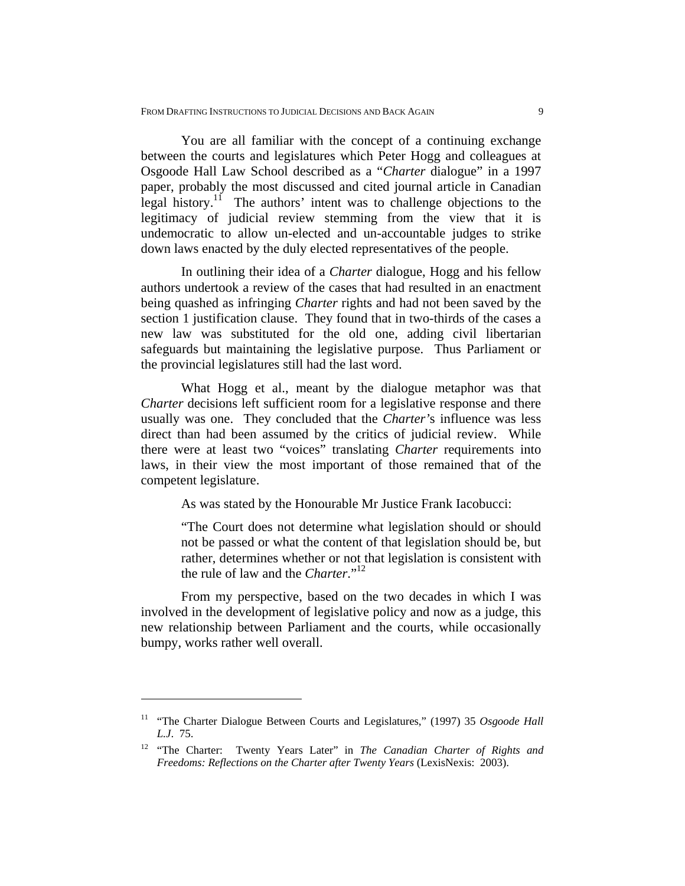You are all familiar with the concept of a continuing exchange between the courts and legislatures which Peter Hogg and colleagues at Osgoode Hall Law School described as a "*Charter* dialogue" in a 1997 paper, probably the most discussed and cited journal article in Canadian legal history.[11] The authors' intent was to challenge objections to the legitimacy of judicial review stemming from the view that it is undemocratic to allow un-elected and un-accountable judges to strike down laws enacted by the duly elected representatives of the people.

In outlining their idea of a *Charter* dialogue, Hogg and his fellow authors undertook a review of the cases that had resulted in an enactment being quashed as infringing *Charter* rights and had not been saved by the section 1 justification clause. They found that in two-thirds of the cases a new law was substituted for the old one, adding civil libertarian safeguards but maintaining the legislative purpose. Thus Parliament or the provincial legislatures still had the last word.

What Hogg et al., meant by the dialogue metaphor was that *Charter* decisions left sufficient room for a legislative response and there usually was one. They concluded that the *Charter*'s influence was less direct than had been assumed by the critics of judicial review. While there were at least two "voices" translating *Charter* requirements into laws, in their view the most important of those remained that of the competent legislature.

As was stated by the Honourable Mr Justice Frank Iacobucci:

> "The Court does not determine what legislation should or should not be passed or what the content of that legislation should be, but rather, determines whether or not that legislation is consistent with the rule of law and the *Charter*."[12]

From my perspective, based on the two decades in which I was involved in the development of legislative policy and now as a judge, this new relationship between Parliament and the courts, while occasionally bumpy, works rather well overall.

---

[11] "The Charter Dialogue Between Courts and Legislatures," (1997) 35 *Osgoode Hall L.J*. 75.

[12] "The Charter: Twenty Years Later" in *The Canadian Charter of Rights and Freedoms: Reflections on the Charter after Twenty Years* (LexisNexis: 2003).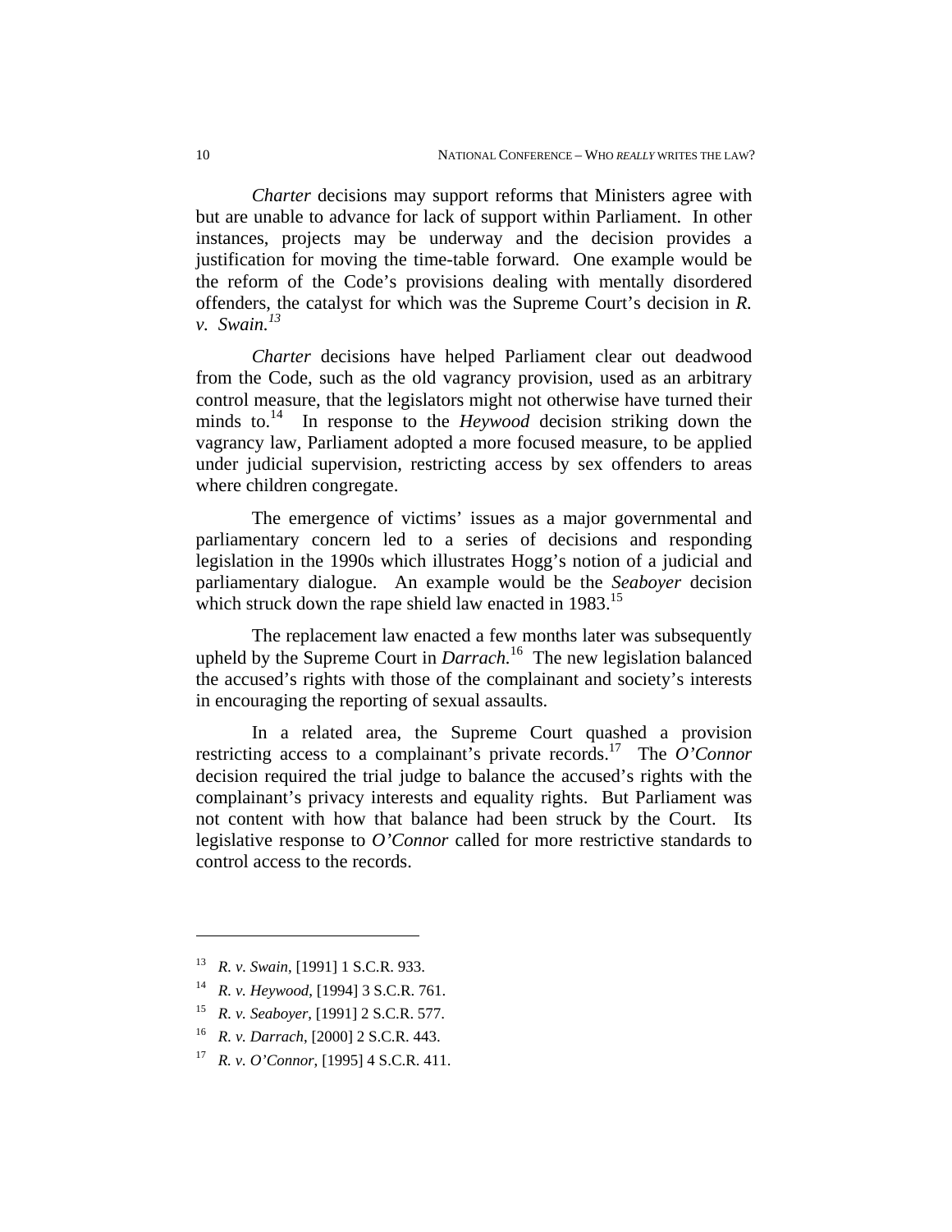*Charter* decisions may support reforms that Ministers agree with but are unable to advance for lack of support within Parliament. In other instances, projects may be underway and the decision provides a justification for moving the time-table forward. One example would be the reform of the Code's provisions dealing with mentally disordered offenders, the catalyst for which was the Supreme Court's decision in *R. v. Swain.*[13]

*Charter* decisions have helped Parliament clear out deadwood from the Code, such as the old vagrancy provision, used as an arbitrary control measure, that the legislators might not otherwise have turned their minds to.[14] In response to the *Heywood* decision striking down the vagrancy law, Parliament adopted a more focused measure, to be applied under judicial supervision, restricting access by sex offenders to areas where children congregate.

The emergence of victims' issues as a major governmental and parliamentary concern led to a series of decisions and responding legislation in the 1990s which illustrates Hogg's notion of a judicial and parliamentary dialogue. An example would be the *Seaboyer* decision which struck down the rape shield law enacted in 1983.[15]

The replacement law enacted a few months later was subsequently upheld by the Supreme Court in *Darrach.*[16] The new legislation balanced the accused's rights with those of the complainant and society's interests in encouraging the reporting of sexual assaults.

In a related area, the Supreme Court quashed a provision restricting access to a complainant's private records.[17] The *O'Connor* decision required the trial judge to balance the accused's rights with the complainant's privacy interests and equality rights. But Parliament was not content with how that balance had been struck by the Court. Its legislative response to *O'Connor* called for more restrictive standards to control access to the records.

---

[13] *R. v. Swain*, [1991] 1 S.C.R. 933.

[14] *R. v. Heywood*, [1994] 3 S.C.R. 761.

[15] *R. v. Seaboyer*, [1991] 2 S.C.R. 577.

[16] *R. v. Darrach*, [2000] 2 S.C.R. 443.

[17] *R. v. O'Connor*, [1995] 4 S.C.R. 411.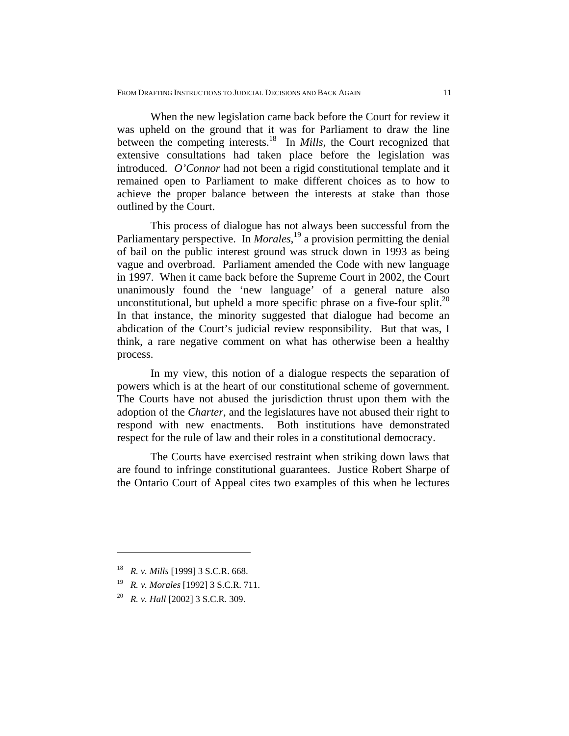When the new legislation came back before the Court for review it was upheld on the ground that it was for Parliament to draw the line between the competing interests.[18] In *Mills,* the Court recognized that extensive consultations had taken place before the legislation was introduced. *O'Connor* had not been a rigid constitutional template and it remained open to Parliament to make different choices as to how to achieve the proper balance between the interests at stake than those outlined by the Court.

This process of dialogue has not always been successful from the Parliamentary perspective. In *Morales*,[19] a provision permitting the denial of bail on the public interest ground was struck down in 1993 as being vague and overbroad. Parliament amended the Code with new language in 1997. When it came back before the Supreme Court in 2002, the Court unanimously found the 'new language' of a general nature also unconstitutional, but upheld a more specific phrase on a five-four split.[20] In that instance, the minority suggested that dialogue had become an abdication of the Court's judicial review responsibility. But that was, I think, a rare negative comment on what has otherwise been a healthy process.

In my view, this notion of a dialogue respects the separation of powers which is at the heart of our constitutional scheme of government. The Courts have not abused the jurisdiction thrust upon them with the adoption of the *Charter*, and the legislatures have not abused their right to respond with new enactments. Both institutions have demonstrated respect for the rule of law and their roles in a constitutional democracy.

The Courts have exercised restraint when striking down laws that are found to infringe constitutional guarantees. Justice Robert Sharpe of the Ontario Court of Appeal cites two examples of this when he lectures

---

[18] *R. v. Mills* [1999] 3 S.C.R. 668.

[19] *R. v. Morales* [1992] 3 S.C.R. 711.

[20] *R. v. Hall* [2002] 3 S.C.R. 309.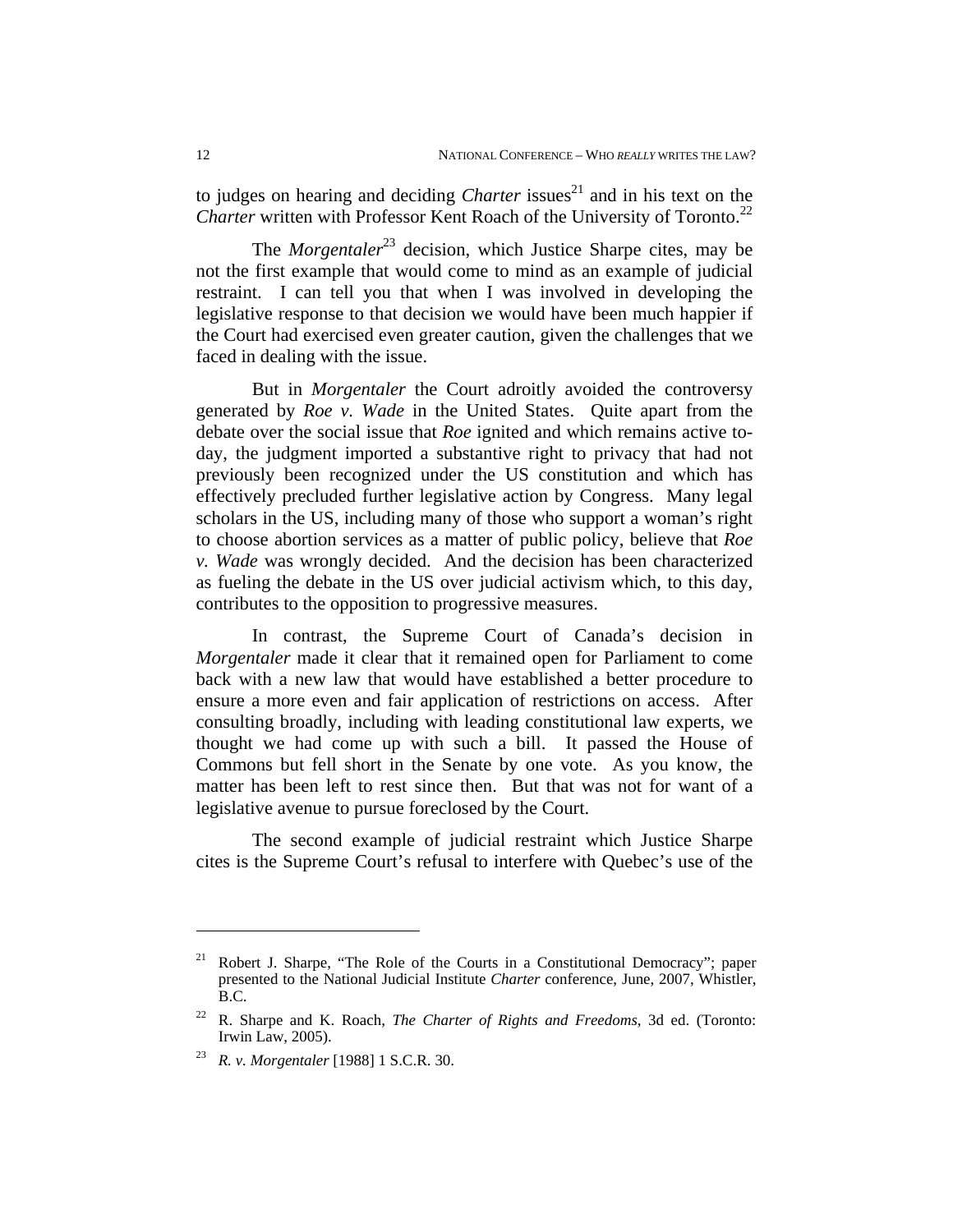to judges on hearing and deciding *Charter* issues[21] and in his text on the *Charter* written with Professor Kent Roach of the University of Toronto.[22]

The *Morgentaler*[23] decision, which Justice Sharpe cites, may be not the first example that would come to mind as an example of judicial restraint. I can tell you that when I was involved in developing the legislative response to that decision we would have been much happier if the Court had exercised even greater caution, given the challenges that we faced in dealing with the issue.

But in *Morgentaler* the Court adroitly avoided the controversy generated by *Roe v. Wade* in the United States. Quite apart from the debate over the social issue that *Roe* ignited and which remains active today, the judgment imported a substantive right to privacy that had not previously been recognized under the US constitution and which has effectively precluded further legislative action by Congress. Many legal scholars in the US, including many of those who support a woman's right to choose abortion services as a matter of public policy, believe that *Roe v. Wade* was wrongly decided. And the decision has been characterized as fueling the debate in the US over judicial activism which, to this day, contributes to the opposition to progressive measures.

In contrast, the Supreme Court of Canada's decision in *Morgentaler* made it clear that it remained open for Parliament to come back with a new law that would have established a better procedure to ensure a more even and fair application of restrictions on access. After consulting broadly, including with leading constitutional law experts, we thought we had come up with such a bill. It passed the House of Commons but fell short in the Senate by one vote. As you know, the matter has been left to rest since then. But that was not for want of a legislative avenue to pursue foreclosed by the Court.

The second example of judicial restraint which Justice Sharpe cites is the Supreme Court's refusal to interfere with Quebec's use of the

---

[21] Robert J. Sharpe, "The Role of the Courts in a Constitutional Democracy"; paper presented to the National Judicial Institute *Charter* conference, June, 2007, Whistler, B.C.

[22] R. Sharpe and K. Roach, *The Charter of Rights and Freedoms*, 3d ed. (Toronto: Irwin Law, 2005).

[23] *R. v. Morgentaler* [1988] 1 S.C.R. 30.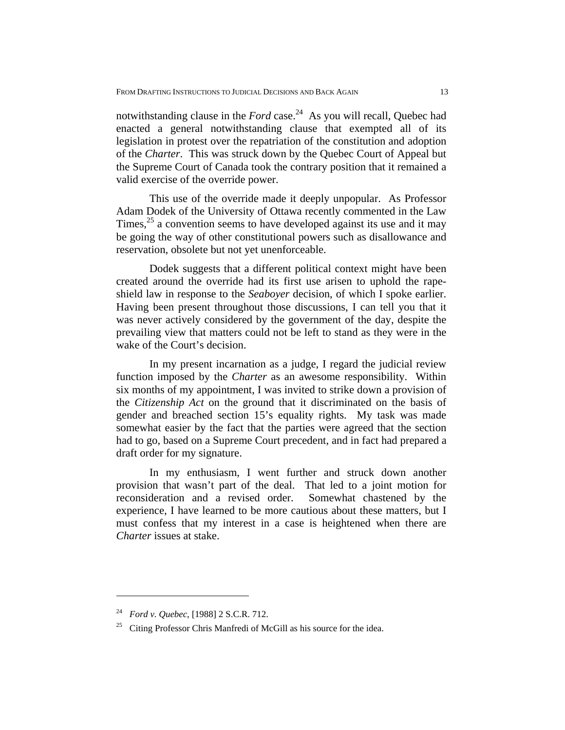notwithstanding clause in the *Ford* case.[24] As you will recall, Quebec had enacted a general notwithstanding clause that exempted all of its legislation in protest over the repatriation of the constitution and adoption of the *Charter*. This was struck down by the Quebec Court of Appeal but the Supreme Court of Canada took the contrary position that it remained a valid exercise of the override power.

This use of the override made it deeply unpopular. As Professor Adam Dodek of the University of Ottawa recently commented in the Law Times,[25] a convention seems to have developed against its use and it may be going the way of other constitutional powers such as disallowance and reservation, obsolete but not yet unenforceable.

Dodek suggests that a different political context might have been created around the override had its first use arisen to uphold the rape-shield law in response to the *Seaboyer* decision, of which I spoke earlier. Having been present throughout those discussions, I can tell you that it was never actively considered by the government of the day, despite the prevailing view that matters could not be left to stand as they were in the wake of the Court's decision.

In my present incarnation as a judge, I regard the judicial review function imposed by the *Charter* as an awesome responsibility. Within six months of my appointment, I was invited to strike down a provision of the *Citizenship Act* on the ground that it discriminated on the basis of gender and breached section 15's equality rights. My task was made somewhat easier by the fact that the parties were agreed that the section had to go, based on a Supreme Court precedent, and in fact had prepared a draft order for my signature.

In my enthusiasm, I went further and struck down another provision that wasn't part of the deal. That led to a joint motion for reconsideration and a revised order. Somewhat chastened by the experience, I have learned to be more cautious about these matters, but I must confess that my interest in a case is heightened when there are *Charter* issues at stake.

---

[24] *Ford v. Quebec*, [1988] 2 S.C.R. 712.

[25] Citing Professor Chris Manfredi of McGill as his source for the idea.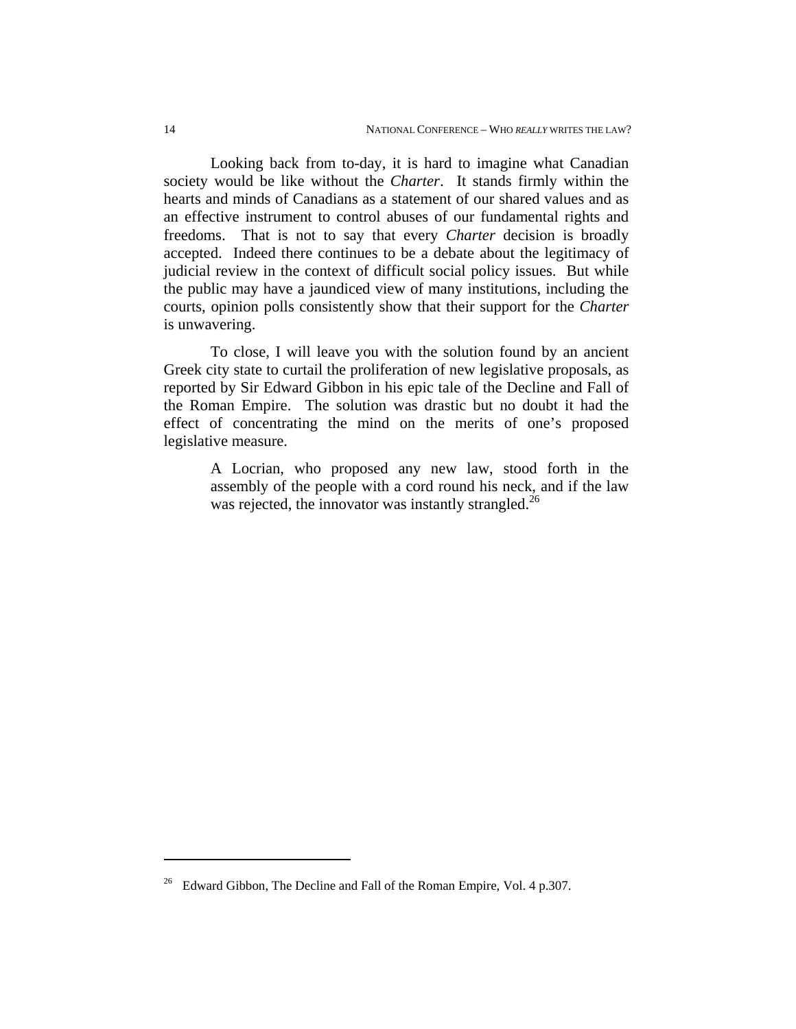Looking back from to-day, it is hard to imagine what Canadian society would be like without the *Charter*. It stands firmly within the hearts and minds of Canadians as a statement of our shared values and as an effective instrument to control abuses of our fundamental rights and freedoms. That is not to say that every *Charter* decision is broadly accepted. Indeed there continues to be a debate about the legitimacy of judicial review in the context of difficult social policy issues. But while the public may have a jaundiced view of many institutions, including the courts, opinion polls consistently show that their support for the *Charter* is unwavering.

To close, I will leave you with the solution found by an ancient Greek city state to curtail the proliferation of new legislative proposals, as reported by Sir Edward Gibbon in his epic tale of the Decline and Fall of the Roman Empire. The solution was drastic but no doubt it had the effect of concentrating the mind on the merits of one's proposed legislative measure.

> A Locrian, who proposed any new law, stood forth in the assembly of the people with a cord round his neck, and if the law was rejected, the innovator was instantly strangled.[26]

---

[26] Edward Gibbon, The Decline and Fall of the Roman Empire, Vol. 4 p.307.